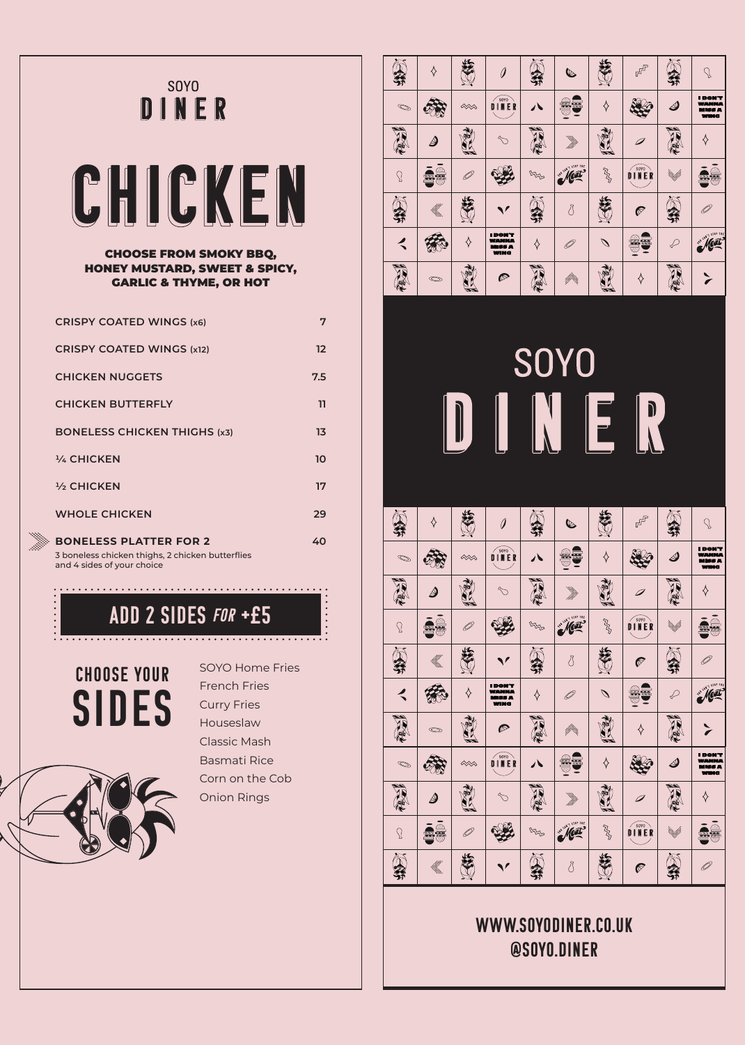SOYO

# DINER

# CHICKEN

**CHOOSE FROM SMOKY BBQ, HONEY MUSTARD, SWEET & SPICY, GARLIC & THYME, OR HOT**

| Item | Price |
|---|---|
| CRISPY COATED WINGS (x6) | 7 |
| CRISPY COATED WINGS (x12) | 12 |
| CHICKEN NUGGETS | 7.5 |
| CHICKEN BUTTERFLY | 11 |
| BONELESS CHICKEN THIGHS (x3) | 13 |
| ¼ CHICKEN | 10 |
| ½ CHICKEN | 17 |
| WHOLE CHICKEN | 29 |
| BONELESS PLATTER FOR 2<br>3 boneless chicken thighs, 2 chicken butterflies and 4 sides of your choice | 40 |

## ADD 2 SIDES *FOR* +£5

## CHOOSE YOUR SIDES

- SOYO Home Fries
- French Fries
- Curry Fries
- Houseslaw
- Classic Mash
- Basmati Rice
- Corn on the Cob
- Onion Rings

SOYO

DINER

WWW.SOYODINER.CO.UK
@SOYO.DINER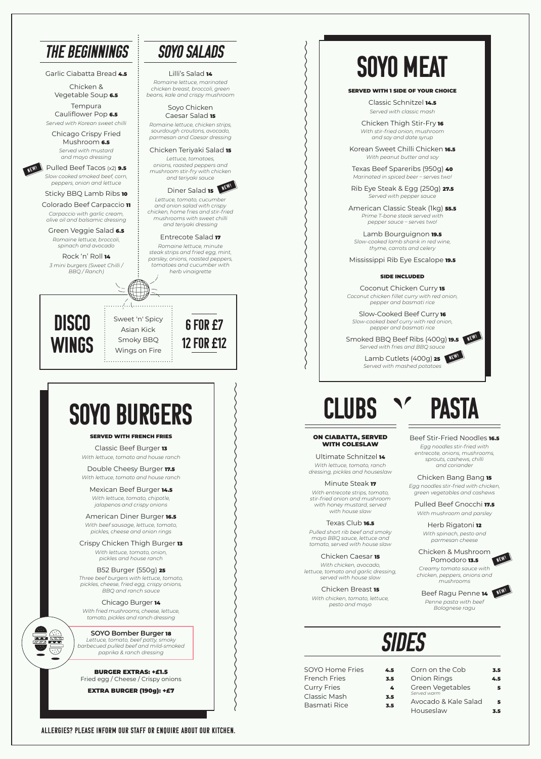## THE BEGINNINGS

Garlic Ciabatta Bread **4.5**

Chicken & Vegetable Soup **6.5**

Tempura Cauliflower Pop **6.5**
*Served with Korean sweet chilli*

Chicago Crispy Fried Mushroom **6.5**
*Served with mustard and mayo dressing*

NEW! Pulled Beef Tacos (x2) **9.5**
*Slow cooked smoked beef, corn, peppers, onion and lettuce*

Sticky BBQ Lamb Ribs **10**

Colorado Beef Carpaccio **11**
*Carpaccio with garlic cream, olive oil and balsamic dressing*

Green Veggie Salad **6.5**
*Romaine lettuce, broccoli, spinach and avocado*

Rock 'n' Roll **14**
*3 mini burgers (Sweet Chilli / BBQ / Ranch)*

## SOYO SALADS

Lilli's Salad **14**
*Romaine lettuce, marinated chicken breast, broccoli, green beans, kale and crispy mushroom*

Soyo Chicken Caesar Salad **15**
*Romaine lettuce, chicken strips, sourdough croutons, avocado, parmesan and Caesar dressing*

Chicken Teriyaki Salad **15**
*Lettuce, tomatoes, onions, roasted peppers and mushroom stir-fry with chicken and teriyaki sauce*

Diner Salad **15** NEW!
*Lettuce, tomato, cucumber and onion salad with crispy chicken, home fries and stir-fried mushrooms with sweet chilli and teriyaki dressing*

Entrecote Salad **17**
*Romaine lettuce, minute steak strips and fried egg, mint, parsley, onions, roasted peppers, tomatoes and cucumber with herb vinaigrette*

## DISCO WINGS

Sweet 'n' Spicy
Asian Kick
Smoky BBQ
Wings on Fire

**6 FOR £7**
**12 FOR £12**

## SOYO BURGERS

**SERVED WITH FRENCH FRIES**

Classic Beef Burger **13**
*With lettuce, tomato and house ranch*

Double Cheesy Burger **17.5**
*With lettuce, tomato and house ranch*

Mexican Beef Burger **14.5**
*With lettuce, tomato, chipotle, jalapenos and crispy onions*

American Diner Burger **16.5**
*With beef sausage, lettuce, tomato, pickles, cheese and onion rings*

Crispy Chicken Thigh Burger **13**
*With lettuce, tomato, onion, pickles and house ranch*

B52 Burger (550g) **25**
*Three beef burgers with lettuce, tomato, pickles, cheese, fried egg, crispy onions, BBQ and ranch sauce*

Chicago Burger **14**
*With fried mushrooms, cheese, lettuce, tomato, pickles and ranch dressing*

**SOYO Bomber Burger 18**
*Lettuce, tomato, beef patty, smoky barbecued pulled beef and mild-smoked paprika & ranch dressing*

**BURGER EXTRAS: +£1.5**
Fried egg / Cheese / Crispy onions

**EXTRA BURGER (190g): +£7**

## SOYO MEAT

**SERVED WITH 1 SIDE OF YOUR CHOICE**

Classic Schnitzel **14.5**
*Served with classic mash*

Chicken Thigh Stir-Fry **16**
*With stir-fried onion, mushroom and soy and date syrup*

Korean Sweet Chilli Chicken **16.5**
*With peanut butter and soy*

Texas Beef Spareribs (950g) **40**
*Marinated in spiced beer – serves two!*

Rib Eye Steak & Egg (250g) **27.5**
*Served with pepper sauce*

American Classic Steak (1kg) **55.5**
*Prime T-bone steak served with pepper sauce – serves two!*

Lamb Bourguignon **19.5**
*Slow-cooked lamb shank in red wine, thyme, carrots and celery*

Mississippi Rib Eye Escalope **19.5**

**SIDE INCLUDED**

Coconut Chicken Curry **15**
*Coconut chicken fillet curry with red onion, pepper and basmati rice*

Slow-Cooked Beef Curry **16**
*Slow-cooked beef curry with red onion, pepper and basmati rice*

Smoked BBQ Beef Ribs (400g) **19.5** NEW!
*Served with fries and BBQ sauce*

Lamb Cutlets (400g) **25** NEW!
*Served with mashed potatoes*

## CLUBS

**ON CIABATTA, SERVED WITH COLESLAW**

Ultimate Schnitzel **14**
*With lettuce, tomato, ranch dressing, pickles and houseslaw*

Minute Steak **17**
*With entrecote strips, tomato, stir-fried onion and mushroom with honey mustard, served with house slaw*

Texas Club **16.5**
*Pulled short rib beef and smoky mayo BBQ sauce, lettuce and tomato, served with house slaw*

Chicken Caesar **15**
*With chicken, avocado, lettuce, tomato and garlic dressing, served with house slaw*

Chicken Breast **15**
*With chicken, tomato, lettuce, pesto and mayo*

## PASTA

Beef Stir-Fried Noodles **16.5**
*Egg noodles stir-fried with entrecote, onions, mushrooms, sprouts, cashews, chilli and coriander*

Chicken Bang Bang **15**
*Egg noodles stir-fried with chicken, green vegetables and cashews*

Pulled Beef Gnocchi **17.5**
*With mushroom and parsley*

Herb Rigatoni **12**
*With spinach, pesto and parmesan cheese*

Chicken & Mushroom Pomodoro **13.5** NEW!
*Creamy tomato sauce with chicken, peppers, onions and mushrooms*

Beef Ragu Penne **14** NEW!
*Penne pasta with beef Bolognese ragu*

## SIDES

| | |
|---|---|
| SOYO Home Fries | 4.5 |
| French Fries | 3.5 |
| Curry Fries | 4 |
| Classic Mash | 3.5 |
| Basmati Rice | 3.5 |
| Corn on the Cob | 3.5 |
| Onion Rings | 4.5 |
| Green Vegetables (*Served warm*) | 5 |
| Avocado & Kale Salad | 5 |
| Houseslaw | 3.5 |

**ALLERGIES? PLEASE INFORM OUR STAFF OR ENQUIRE ABOUT OUR KITCHEN.**